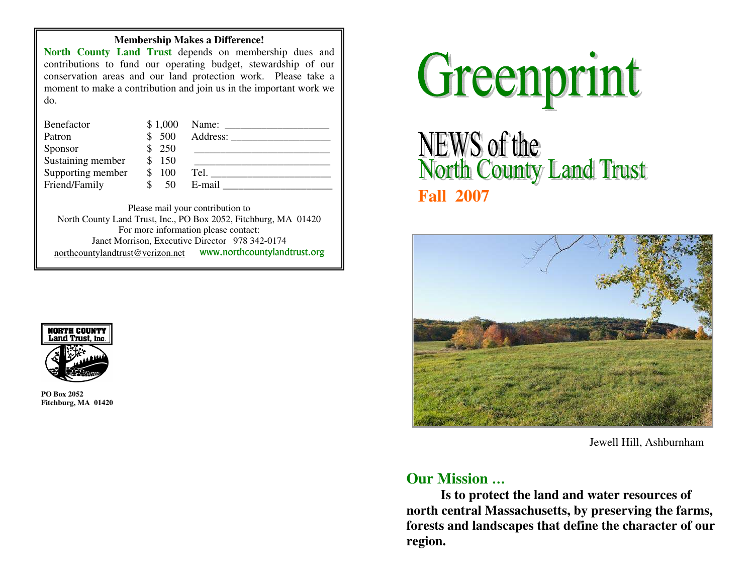**Membership Makes a Difference!**

**North County Land Trust** depends on membership dues and contributions to fund our operating budget, stewardship of our conservation areas and our land protection work. Please take a moment to make a contribution and join us in the important work we do.

| | | |
|---|---|---|
| Benefactor | $ 1,000 | Name: ___________________ |
| Patron | $ 500 | Address: __________________ |
| Sponsor | $ 250 | _________________________ |
| Sustaining member | $ 150 | _________________________ |
| Supporting member | $ 100 | Tel. ______________________ |
| Friend/Family | $ 50 | E-mail ____________________ |

Please mail your contribution to
North County Land Trust, Inc., PO Box 2052, Fitchburg, MA 01420
For more information please contact:
Janet Morrison, Executive Director 978 342-0174
northcountylandtrust@verizon.net www.northcountylandtrust.org

NORTH COUNTY Land Trust, Inc.

**PO Box 2052**
**Fitchburg, MA 01420**

# Greenprint

## NEWS of the North County Land Trust

**Fall 2007**

Jewell Hill, Ashburnham

## Our Mission …

**Is to protect the land and water resources of north central Massachusetts, by preserving the farms, forests and landscapes that define the character of our region.**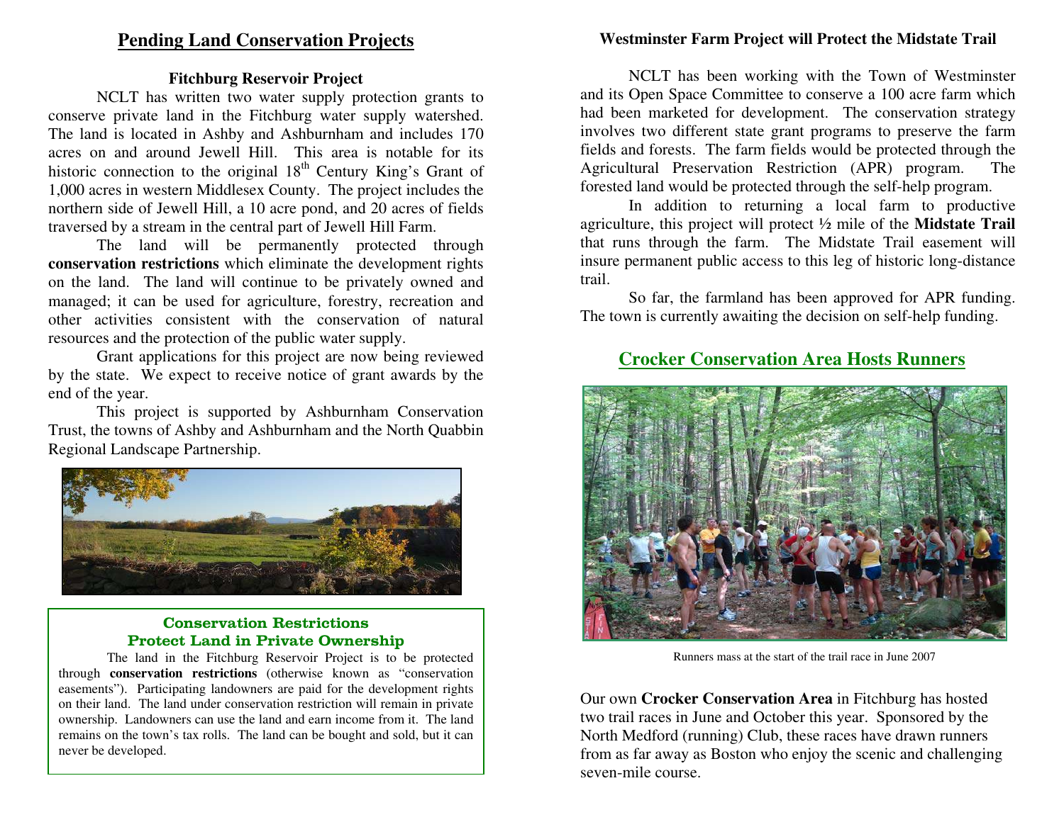## Pending Land Conservation Projects

### Fitchburg Reservoir Project

NCLT has written two water supply protection grants to conserve private land in the Fitchburg water supply watershed. The land is located in Ashby and Ashburnham and includes 170 acres on and around Jewell Hill. This area is notable for its historic connection to the original 18th Century King's Grant of 1,000 acres in western Middlesex County. The project includes the northern side of Jewell Hill, a 10 acre pond, and 20 acres of fields traversed by a stream in the central part of Jewell Hill Farm.

The land will be permanently protected through **conservation restrictions** which eliminate the development rights on the land. The land will continue to be privately owned and managed; it can be used for agriculture, forestry, recreation and other activities consistent with the conservation of natural resources and the protection of the public water supply.

Grant applications for this project are now being reviewed by the state. We expect to receive notice of grant awards by the end of the year.

This project is supported by Ashburnham Conservation Trust, the towns of Ashby and Ashburnham and the North Quabbin Regional Landscape Partnership.

### Conservation Restrictions Protect Land in Private Ownership

The land in the Fitchburg Reservoir Project is to be protected through **conservation restrictions** (otherwise known as "conservation easements"). Participating landowners are paid for the development rights on their land. The land under conservation restriction will remain in private ownership. Landowners can use the land and earn income from it. The land remains on the town's tax rolls. The land can be bought and sold, but it can never be developed.

### Westminster Farm Project will Protect the Midstate Trail

NCLT has been working with the Town of Westminster and its Open Space Committee to conserve a 100 acre farm which had been marketed for development. The conservation strategy involves two different state grant programs to preserve the farm fields and forests. The farm fields would be protected through the Agricultural Preservation Restriction (APR) program. The forested land would be protected through the self-help program.

In addition to returning a local farm to productive agriculture, this project will protect ½ mile of the **Midstate Trail** that runs through the farm. The Midstate Trail easement will insure permanent public access to this leg of historic long-distance trail.

So far, the farmland has been approved for APR funding. The town is currently awaiting the decision on self-help funding.

## Crocker Conservation Area Hosts Runners

Runners mass at the start of the trail race in June 2007

Our own **Crocker Conservation Area** in Fitchburg has hosted two trail races in June and October this year. Sponsored by the North Medford (running) Club, these races have drawn runners from as far away as Boston who enjoy the scenic and challenging seven-mile course.